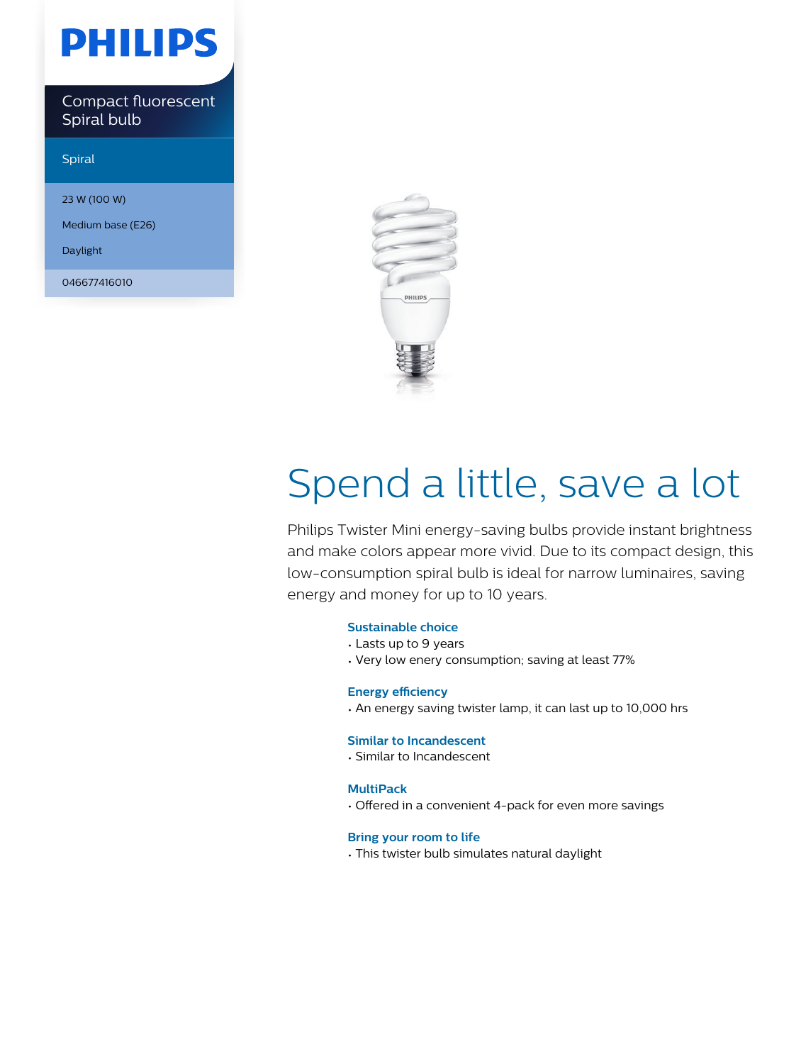# PHILIPS

Compact fluorescent Spiral bulb

Spiral

23 W (100 W)

Medium base (E26)

Daylight

046677416010

# Spend a little, save a lot

Philips Twister Mini energy-saving bulbs provide instant brightness and make colors appear more vivid. Due to its compact design, this low-consumption spiral bulb is ideal for narrow luminaires, saving energy and money for up to 10 years.

### Sustainable choice

- Lasts up to 9 years
- Very low enery consumption; saving at least 77%

### Energy efficiency

- An energy saving twister lamp, it can last up to 10,000 hrs

### Similar to Incandescent

- Similar to Incandescent

### MultiPack

- Offered in a convenient 4-pack for even more savings

### Bring your room to life

- This twister bulb simulates natural daylight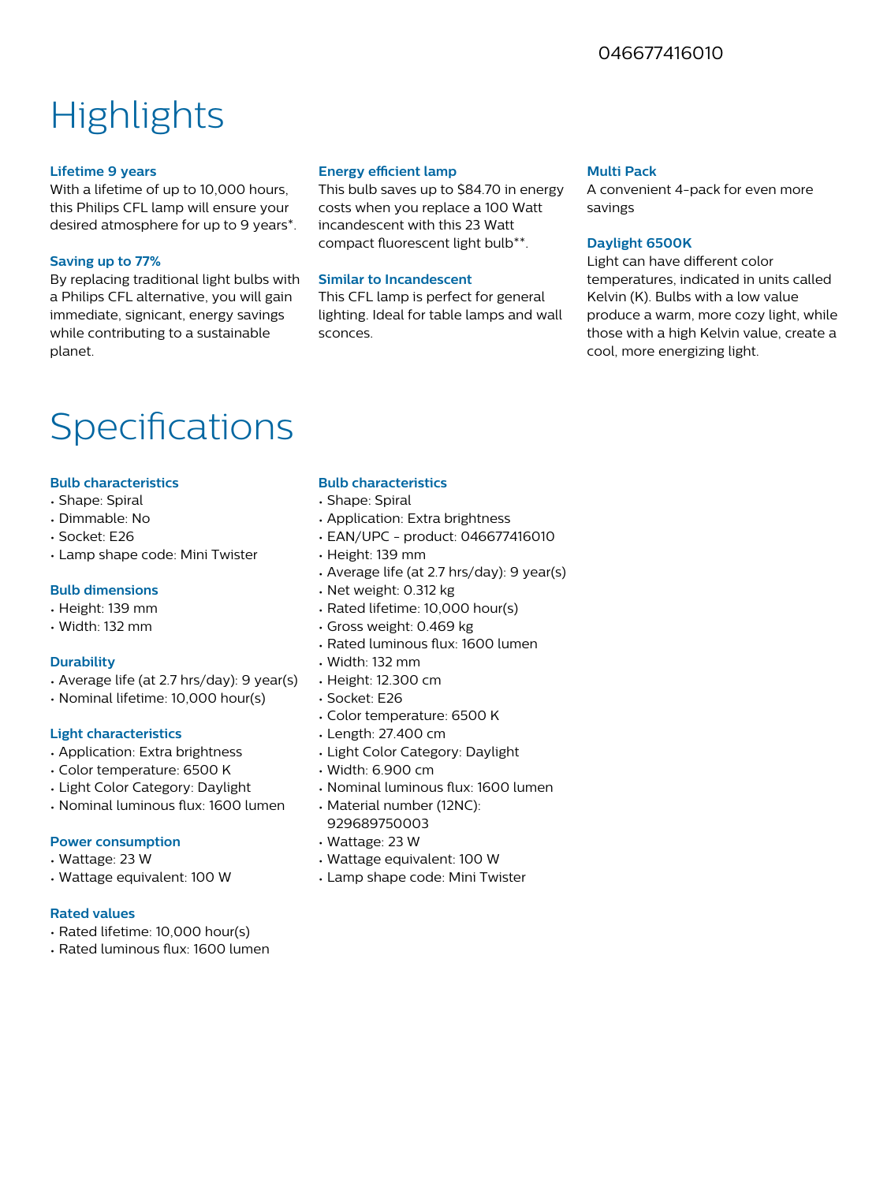046677416010

# Highlights

### Lifetime 9 years

With a lifetime of up to 10,000 hours, this Philips CFL lamp will ensure your desired atmosphere for up to 9 years*.

### Saving up to 77%

By replacing traditional light bulbs with a Philips CFL alternative, you will gain immediate, signicant, energy savings while contributing to a sustainable planet.

### Energy efficient lamp

This bulb saves up to $84.70 in energy costs when you replace a 100 Watt incandescent with this 23 Watt compact fluorescent light bulb**.

### Similar to Incandescent

This CFL lamp is perfect for general lighting. Ideal for table lamps and wall sconces.

### Multi Pack

A convenient 4-pack for even more savings

### Daylight 6500K

Light can have different color temperatures, indicated in units called Kelvin (K). Bulbs with a low value produce a warm, more cozy light, while those with a high Kelvin value, create a cool, more energizing light.

# Specifications

### Bulb characteristics

- Shape: Spiral
- Dimmable: No
- Socket: E26
- Lamp shape code: Mini Twister

### Bulb dimensions

- Height: 139 mm
- Width: 132 mm

### Durability

- Average life (at 2.7 hrs/day): 9 year(s)
- Nominal lifetime: 10,000 hour(s)

### Light characteristics

- Application: Extra brightness
- Color temperature: 6500 K
- Light Color Category: Daylight
- Nominal luminous flux: 1600 lumen

### Power consumption

- Wattage: 23 W
- Wattage equivalent: 100 W

### Rated values

- Rated lifetime: 10,000 hour(s)
- Rated luminous flux: 1600 lumen

### Bulb characteristics

- Shape: Spiral
- Application: Extra brightness
- EAN/UPC - product: 046677416010
- Height: 139 mm
- Average life (at 2.7 hrs/day): 9 year(s)
- Net weight: 0.312 kg
- Rated lifetime: 10,000 hour(s)
- Gross weight: 0.469 kg
- Rated luminous flux: 1600 lumen
- Width: 132 mm
- Height: 12.300 cm
- Socket: E26
- Color temperature: 6500 K
- Length: 27.400 cm
- Light Color Category: Daylight
- Width: 6.900 cm
- Nominal luminous flux: 1600 lumen
- Material number (12NC): 929689750003
- Wattage: 23 W
- Wattage equivalent: 100 W
- Lamp shape code: Mini Twister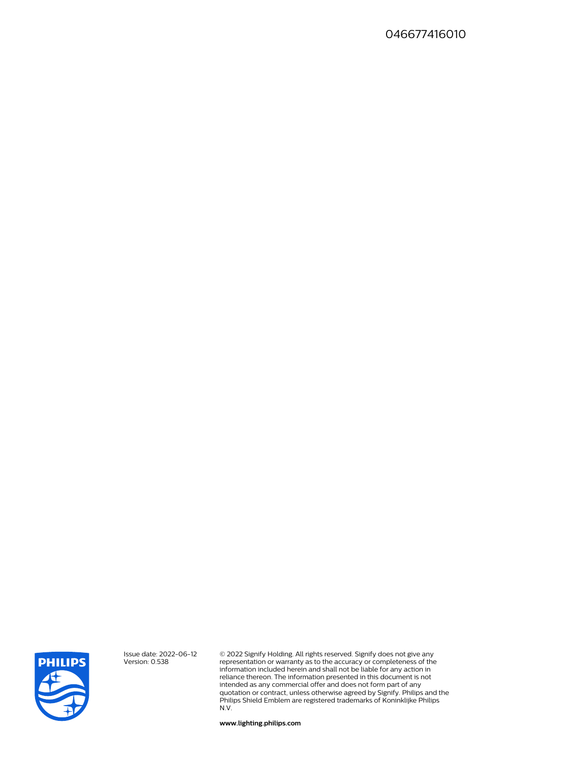046677416010

Issue date: 2022-06-12
Version: 0.538

© 2022 Signify Holding. All rights reserved. Signify does not give any representation or warranty as to the accuracy or completeness of the information included herein and shall not be liable for any action in reliance thereon. The information presented in this document is not intended as any commercial offer and does not form part of any quotation or contract, unless otherwise agreed by Signify. Philips and the Philips Shield Emblem are registered trademarks of Koninklijke Philips N.V.

**www.lighting.philips.com**